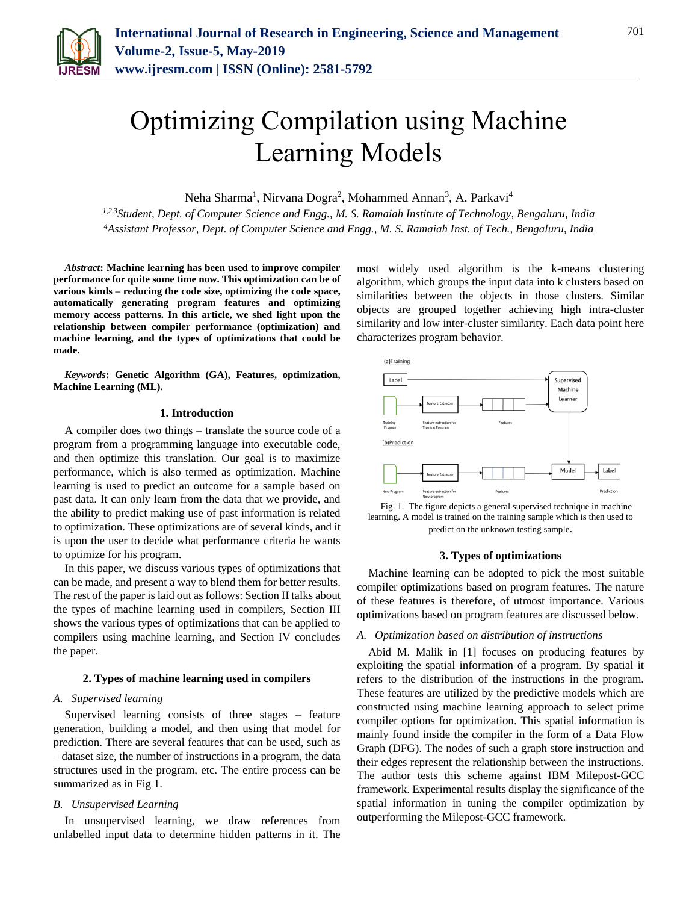# Optimizing Compilation using Machine Learning Models

Neha Sharma[1], Nirvana Dogra[2], Mohammed Annan[3], A. Parkavi[4]

[1,2,3]*Student, Dept. of Computer Science and Engg., M. S. Ramaiah Institute of Technology, Bengaluru, India*
[4]*Assistant Professor, Dept. of Computer Science and Engg., M. S. Ramaiah Inst. of Tech., Bengaluru, India*

***Abstract*: Machine learning has been used to improve compiler performance for quite some time now. This optimization can be of various kinds – reducing the code size, optimizing the code space, automatically generating program features and optimizing memory access patterns. In this article, we shed light upon the relationship between compiler performance (optimization) and machine learning, and the types of optimizations that could be made.**

***Keywords*: Genetic Algorithm (GA), Features, optimization, Machine Learning (ML).**

## 1. Introduction

A compiler does two things – translate the source code of a program from a programming language into executable code, and then optimize this translation. Our goal is to maximize performance, which is also termed as optimization. Machine learning is used to predict an outcome for a sample based on past data. It can only learn from the data that we provide, and the ability to predict making use of past information is related to optimization. These optimizations are of several kinds, and it is upon the user to decide what performance criteria he wants to optimize for his program.

In this paper, we discuss various types of optimizations that can be made, and present a way to blend them for better results. The rest of the paper is laid out as follows: Section II talks about the types of machine learning used in compilers, Section III shows the various types of optimizations that can be applied to compilers using machine learning, and Section IV concludes the paper.

## 2. Types of machine learning used in compilers

### *A. Supervised learning*

Supervised learning consists of three stages – feature generation, building a model, and then using that model for prediction. There are several features that can be used, such as – dataset size, the number of instructions in a program, the data structures used in the program, etc. The entire process can be summarized as in Fig 1.

### *B. Unsupervised Learning*

In unsupervised learning, we draw references from unlabelled input data to determine hidden patterns in it. The most widely used algorithm is the k-means clustering algorithm, which groups the input data into k clusters based on similarities between the objects in those clusters. Similar objects are grouped together achieving high intra-cluster similarity and low inter-cluster similarity. Each data point here characterizes program behavior.

Fig. 1. The figure depicts a general supervised technique in machine learning. A model is trained on the training sample which is then used to predict on the unknown testing sample.

## 3. Types of optimizations

Machine learning can be adopted to pick the most suitable compiler optimizations based on program features. The nature of these features is therefore, of utmost importance. Various optimizations based on program features are discussed below.

### *A. Optimization based on distribution of instructions*

Abid M. Malik in [1] focuses on producing features by exploiting the spatial information of a program. By spatial it refers to the distribution of the instructions in the program. These features are utilized by the predictive models which are constructed using machine learning approach to select prime compiler options for optimization. This spatial information is mainly found inside the compiler in the form of a Data Flow Graph (DFG). The nodes of such a graph store instruction and their edges represent the relationship between the instructions. The author tests this scheme against IBM Milepost-GCC framework. Experimental results display the significance of the spatial information in tuning the compiler optimization by outperforming the Milepost-GCC framework.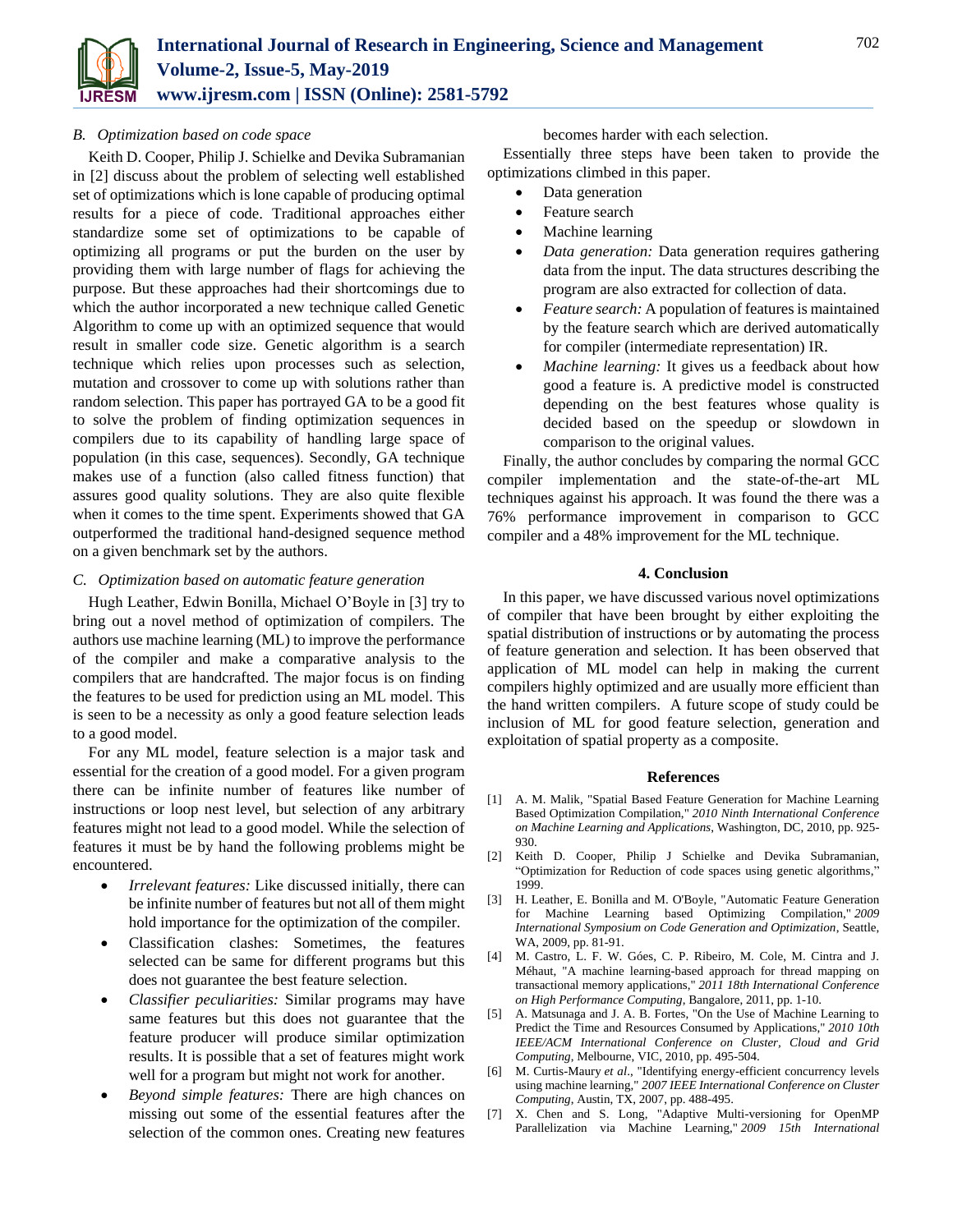### B. Optimization based on code space

Keith D. Cooper, Philip J. Schielke and Devika Subramanian in [2] discuss about the problem of selecting well established set of optimizations which is lone capable of producing optimal results for a piece of code. Traditional approaches either standardize some set of optimizations to be capable of optimizing all programs or put the burden on the user by providing them with large number of flags for achieving the purpose. But these approaches had their shortcomings due to which the author incorporated a new technique called Genetic Algorithm to come up with an optimized sequence that would result in smaller code size. Genetic algorithm is a search technique which relies upon processes such as selection, mutation and crossover to come up with solutions rather than random selection. This paper has portrayed GA to be a good fit to solve the problem of finding optimization sequences in compilers due to its capability of handling large space of population (in this case, sequences). Secondly, GA technique makes use of a function (also called fitness function) that assures good quality solutions. They are also quite flexible when it comes to the time spent. Experiments showed that GA outperformed the traditional hand-designed sequence method on a given benchmark set by the authors.

### C. Optimization based on automatic feature generation

Hugh Leather, Edwin Bonilla, Michael O'Boyle in [3] try to bring out a novel method of optimization of compilers. The authors use machine learning (ML) to improve the performance of the compiler and make a comparative analysis to the compilers that are handcrafted. The major focus is on finding the features to be used for prediction using an ML model. This is seen to be a necessity as only a good feature selection leads to a good model.

For any ML model, feature selection is a major task and essential for the creation of a good model. For a given program there can be infinite number of features like number of instructions or loop nest level, but selection of any arbitrary features might not lead to a good model. While the selection of features it must be by hand the following problems might be encountered.

- *Irrelevant features:* Like discussed initially, there can be infinite number of features but not all of them might hold importance for the optimization of the compiler.
- Classification clashes: Sometimes, the features selected can be same for different programs but this does not guarantee the best feature selection.
- *Classifier peculiarities:* Similar programs may have same features but this does not guarantee that the feature producer will produce similar optimization results. It is possible that a set of features might work well for a program but might not work for another.
- *Beyond simple features:* There are high chances on missing out some of the essential features after the selection of the common ones. Creating new features becomes harder with each selection.

Essentially three steps have been taken to provide the optimizations climbed in this paper.

- Data generation
- Feature search
- Machine learning
- *Data generation:* Data generation requires gathering data from the input. The data structures describing the program are also extracted for collection of data.
- *Feature search:* A population of features is maintained by the feature search which are derived automatically for compiler (intermediate representation) IR.
- *Machine learning:* It gives us a feedback about how good a feature is. A predictive model is constructed depending on the best features whose quality is decided based on the speedup or slowdown in comparison to the original values.

Finally, the author concludes by comparing the normal GCC compiler implementation and the state-of-the-art ML techniques against his approach. It was found the there was a 76% performance improvement in comparison to GCC compiler and a 48% improvement for the ML technique.

## 4. Conclusion

In this paper, we have discussed various novel optimizations of compiler that have been brought by either exploiting the spatial distribution of instructions or by automating the process of feature generation and selection. It has been observed that application of ML model can help in making the current compilers highly optimized and are usually more efficient than the hand written compilers. A future scope of study could be inclusion of ML for good feature selection, generation and exploitation of spatial property as a composite.

## References

[1] A. M. Malik, "Spatial Based Feature Generation for Machine Learning Based Optimization Compilation," *2010 Ninth International Conference on Machine Learning and Applications*, Washington, DC, 2010, pp. 925-930.

[2] Keith D. Cooper, Philip J Schielke and Devika Subramanian, "Optimization for Reduction of code spaces using genetic algorithms," 1999.

[3] H. Leather, E. Bonilla and M. O'Boyle, "Automatic Feature Generation for Machine Learning based Optimizing Compilation," *2009 International Symposium on Code Generation and Optimization*, Seattle, WA, 2009, pp. 81-91.

[4] M. Castro, L. F. W. Góes, C. P. Ribeiro, M. Cole, M. Cintra and J. Méhaut, "A machine learning-based approach for thread mapping on transactional memory applications," *2011 18th International Conference on High Performance Computing*, Bangalore, 2011, pp. 1-10.

[5] A. Matsunaga and J. A. B. Fortes, "On the Use of Machine Learning to Predict the Time and Resources Consumed by Applications," *2010 10th IEEE/ACM International Conference on Cluster, Cloud and Grid Computing*, Melbourne, VIC, 2010, pp. 495-504.

[6] M. Curtis-Maury *et al*., "Identifying energy-efficient concurrency levels using machine learning," *2007 IEEE International Conference on Cluster Computing*, Austin, TX, 2007, pp. 488-495.

[7] X. Chen and S. Long, "Adaptive Multi-versioning for OpenMP Parallelization via Machine Learning," *2009 15th International*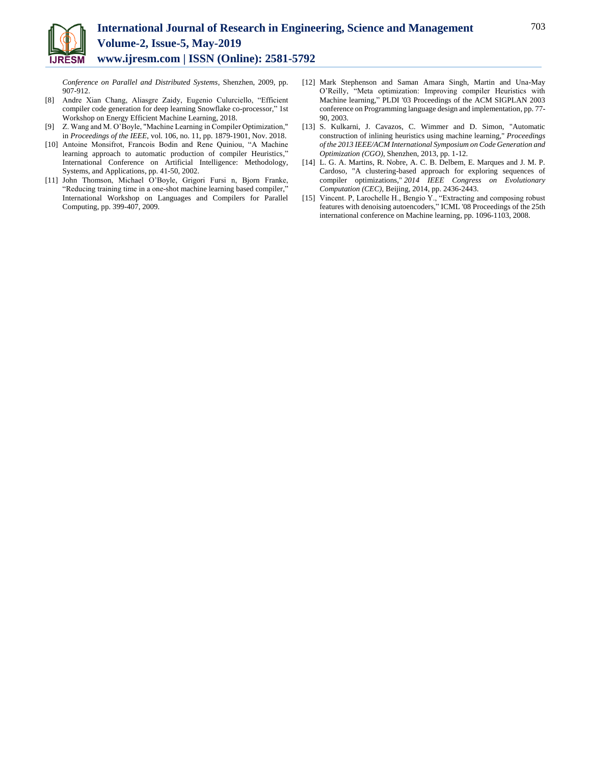*Conference on Parallel and Distributed Systems*, Shenzhen, 2009, pp. 907-912.

[8] Andre Xian Chang, Aliasgre Zaidy, Eugenio Culurciello, "Efficient compiler code generation for deep learning Snowflake co-processor," 1st Workshop on Energy Efficient Machine Learning, 2018.

[9] Z. Wang and M. O'Boyle, "Machine Learning in Compiler Optimization," in *Proceedings of the IEEE*, vol. 106, no. 11, pp. 1879-1901, Nov. 2018.

[10] Antoine Monsifrot, Francois Bodin and Rene Quiniou, "A Machine learning approach to automatic production of compiler Heuristics," International Conference on Artificial Intelligence: Methodology, Systems, and Applications, pp. 41-50, 2002.

[11] John Thomson, Michael O'Boyle, Grigori Fursi n, Bjorn Franke, "Reducing training time in a one-shot machine learning based compiler," International Workshop on Languages and Compilers for Parallel Computing, pp. 399-407, 2009.

[12] Mark Stephenson and Saman Amara Singh, Martin and Una-May O'Reilly, "Meta optimization: Improving compiler Heuristics with Machine learning," PLDI '03 Proceedings of the ACM SIGPLAN 2003 conference on Programming language design and implementation, pp. 77-90, 2003.

[13] S. Kulkarni, J. Cavazos, C. Wimmer and D. Simon, "Automatic construction of inlining heuristics using machine learning," *Proceedings of the 2013 IEEE/ACM International Symposium on Code Generation and Optimization (CGO)*, Shenzhen, 2013, pp. 1-12.

[14] L. G. A. Martins, R. Nobre, A. C. B. Delbem, E. Marques and J. M. P. Cardoso, "A clustering-based approach for exploring sequences of compiler optimizations," *2014 IEEE Congress on Evolutionary Computation (CEC)*, Beijing, 2014, pp. 2436-2443.

[15] Vincent. P, Larochelle H., Bengio Y., "Extracting and composing robust features with denoising autoencoders," ICML '08 Proceedings of the 25th international conference on Machine learning, pp. 1096-1103, 2008.